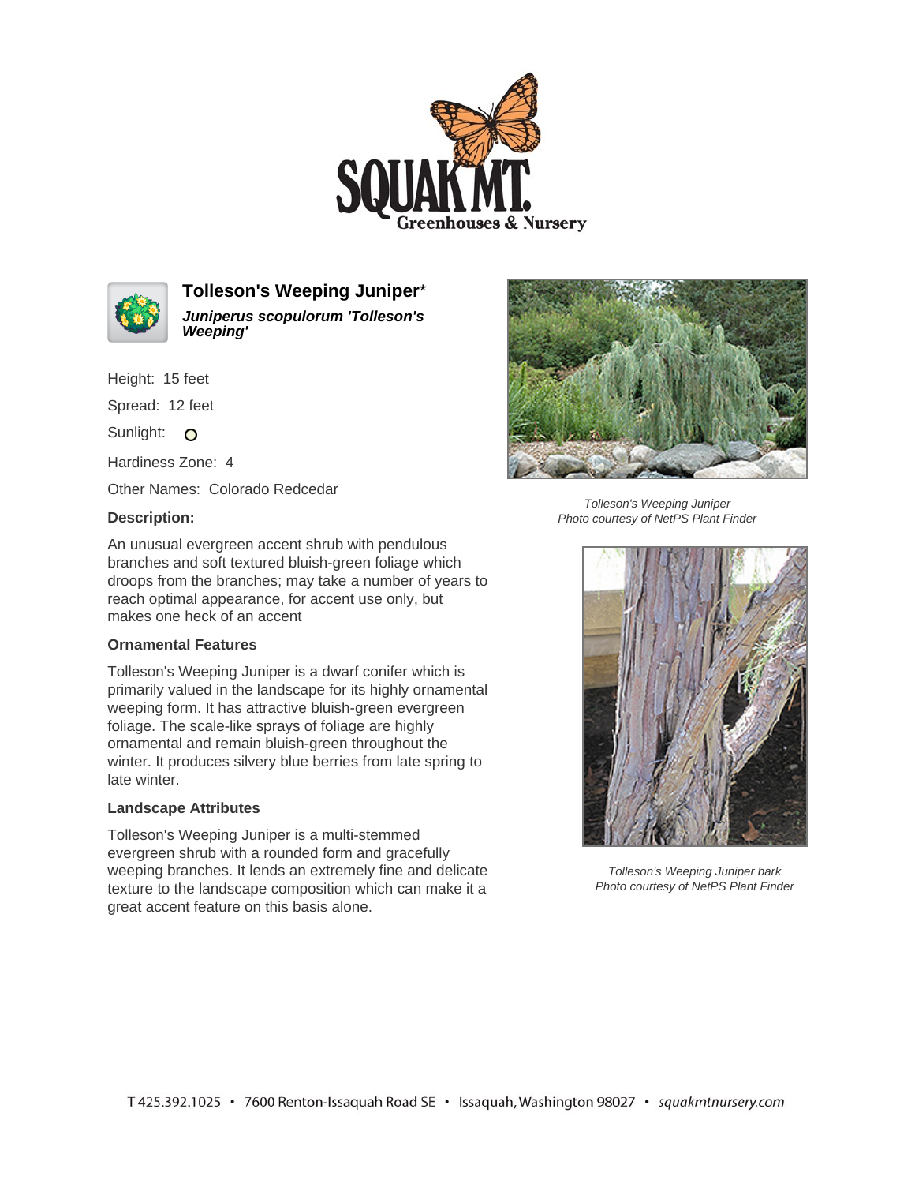# Tolleson's Weeping Juniper*

***Juniperus scopulorum 'Tolleson's Weeping'***

Height: 15 feet

Spread: 12 feet

Sunlight: O

Hardiness Zone: 4

Other Names: Colorado Redcedar

### Description:

An unusual evergreen accent shrub with pendulous branches and soft textured bluish-green foliage which droops from the branches; may take a number of years to reach optimal appearance, for accent use only, but makes one heck of an accent

### Ornamental Features

Tolleson's Weeping Juniper is a dwarf conifer which is primarily valued in the landscape for its highly ornamental weeping form. It has attractive bluish-green evergreen foliage. The scale-like sprays of foliage are highly ornamental and remain bluish-green throughout the winter. It produces silvery blue berries from late spring to late winter.

### Landscape Attributes

Tolleson's Weeping Juniper is a multi-stemmed evergreen shrub with a rounded form and gracefully weeping branches. It lends an extremely fine and delicate texture to the landscape composition which can make it a great accent feature on this basis alone.

*Tolleson's Weeping Juniper*
*Photo courtesy of NetPS Plant Finder*

*Tolleson's Weeping Juniper bark*
*Photo courtesy of NetPS Plant Finder*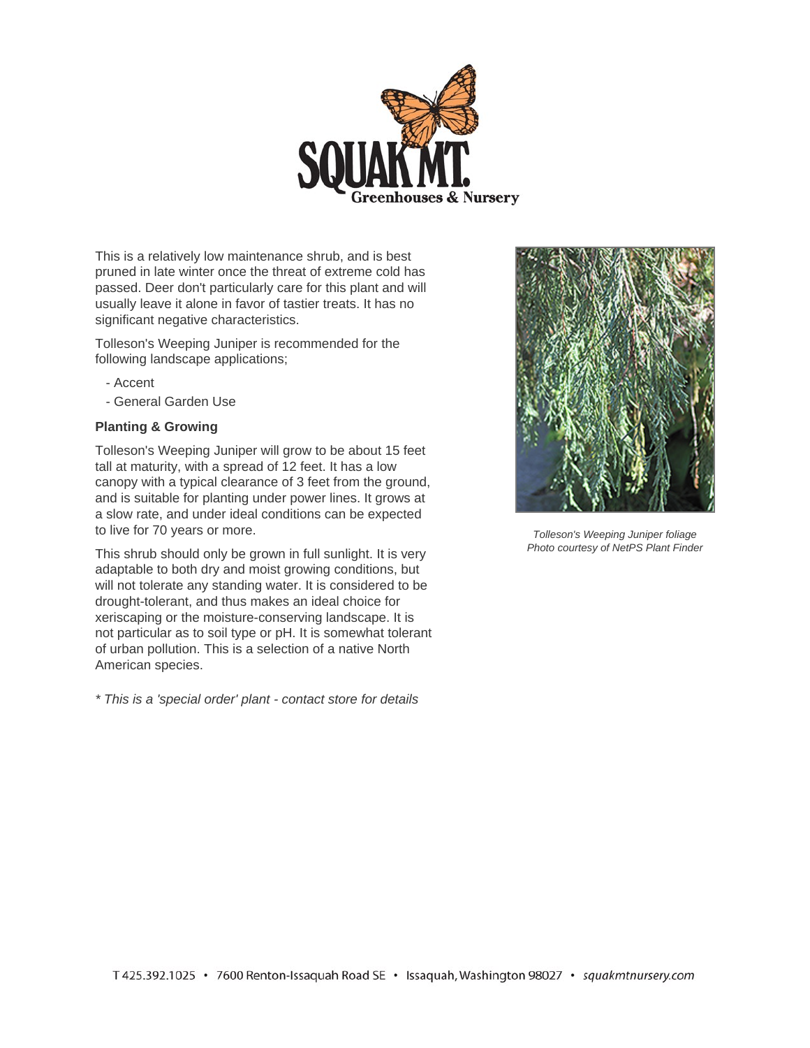This is a relatively low maintenance shrub, and is best pruned in late winter once the threat of extreme cold has passed. Deer don't particularly care for this plant and will usually leave it alone in favor of tastier treats. It has no significant negative characteristics.

Tolleson's Weeping Juniper is recommended for the following landscape applications;

- Accent
- General Garden Use

**Planting & Growing**

Tolleson's Weeping Juniper will grow to be about 15 feet tall at maturity, with a spread of 12 feet. It has a low canopy with a typical clearance of 3 feet from the ground, and is suitable for planting under power lines. It grows at a slow rate, and under ideal conditions can be expected to live for 70 years or more.

This shrub should only be grown in full sunlight. It is very adaptable to both dry and moist growing conditions, but will not tolerate any standing water. It is considered to be drought-tolerant, and thus makes an ideal choice for xeriscaping or the moisture-conserving landscape. It is not particular as to soil type or pH. It is somewhat tolerant of urban pollution. This is a selection of a native North American species.

*\* This is a 'special order' plant - contact store for details*

*Tolleson's Weeping Juniper foliage*
*Photo courtesy of NetPS Plant Finder*